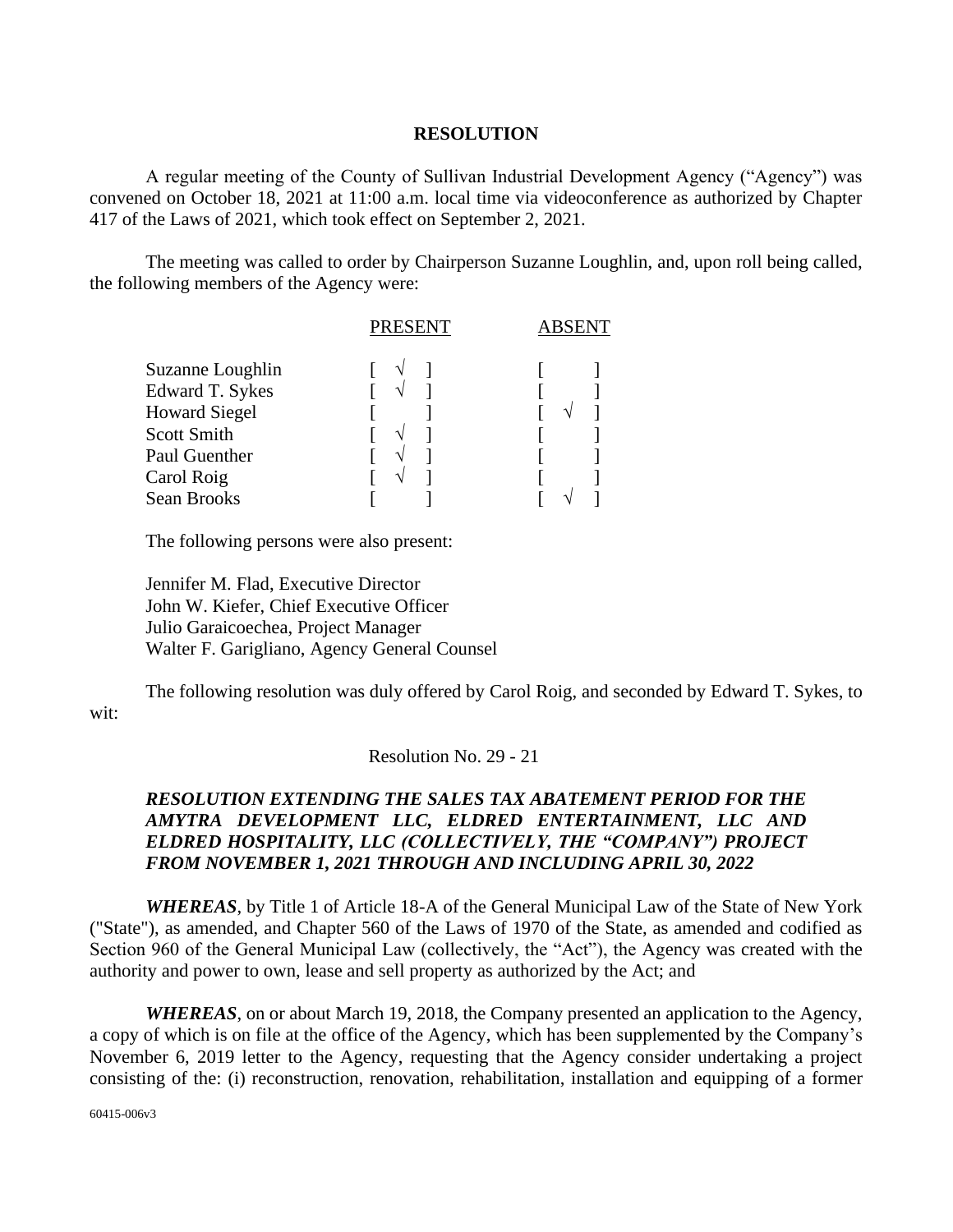## RESOLUTION

A regular meeting of the County of Sullivan Industrial Development Agency ("Agency") was convened on October 18, 2021 at 11:00 a.m. local time via videoconference as authorized by Chapter 417 of the Laws of 2021, which took effect on September 2, 2021.

The meeting was called to order by Chairperson Suzanne Loughlin, and, upon roll being called, the following members of the Agency were:

| | PRESENT | ABSENT |
|---|---|---|
| Suzanne Loughlin | [ √ ] | [ ] |
| Edward T. Sykes | [ √ ] | [ ] |
| Howard Siegel | [ ] | [ √ ] |
| Scott Smith | [ √ ] | [ ] |
| Paul Guenther | [ √ ] | [ ] |
| Carol Roig | [ √ ] | [ ] |
| Sean Brooks | [ ] | [ √ ] |

The following persons were also present:

Jennifer M. Flad, Executive Director
John W. Kiefer, Chief Executive Officer
Julio Garaicoechea, Project Manager
Walter F. Garigliano, Agency General Counsel

The following resolution was duly offered by Carol Roig, and seconded by Edward T. Sykes, to wit:

Resolution No. 29 - 21

***RESOLUTION EXTENDING THE SALES TAX ABATEMENT PERIOD FOR THE AMYTRA DEVELOPMENT LLC, ELDRED ENTERTAINMENT, LLC AND ELDRED HOSPITALITY, LLC (COLLECTIVELY, THE "COMPANY") PROJECT FROM NOVEMBER 1, 2021 THROUGH AND INCLUDING APRIL 30, 2022***

***WHEREAS***, by Title 1 of Article 18-A of the General Municipal Law of the State of New York ("State"), as amended, and Chapter 560 of the Laws of 1970 of the State, as amended and codified as Section 960 of the General Municipal Law (collectively, the "Act"), the Agency was created with the authority and power to own, lease and sell property as authorized by the Act; and

***WHEREAS***, on or about March 19, 2018, the Company presented an application to the Agency, a copy of which is on file at the office of the Agency, which has been supplemented by the Company's November 6, 2019 letter to the Agency, requesting that the Agency consider undertaking a project consisting of the: (i) reconstruction, renovation, rehabilitation, installation and equipping of a former

60415-006v3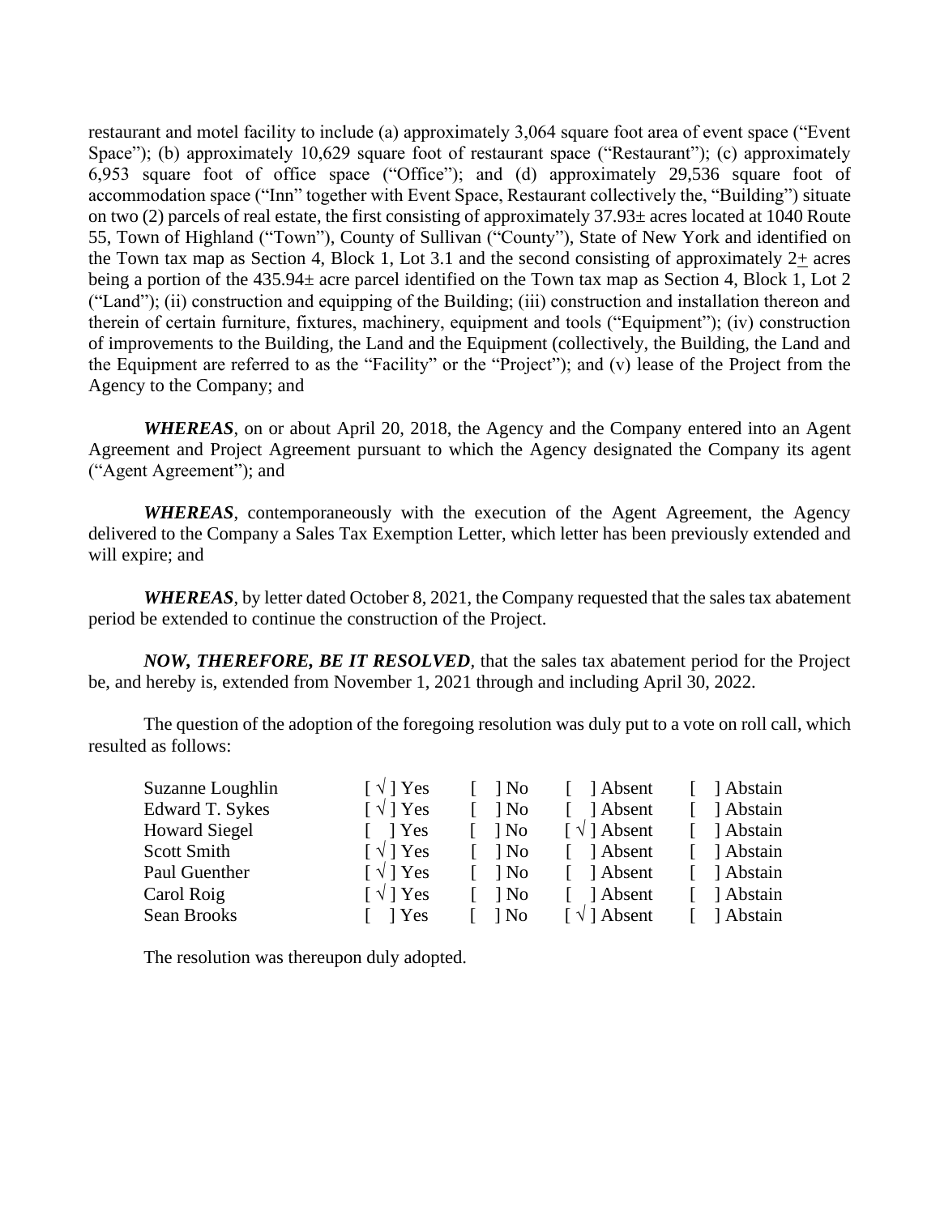restaurant and motel facility to include (a) approximately 3,064 square foot area of event space ("Event Space"); (b) approximately 10,629 square foot of restaurant space ("Restaurant"); (c) approximately 6,953 square foot of office space ("Office"); and (d) approximately 29,536 square foot of accommodation space ("Inn" together with Event Space, Restaurant collectively the, "Building") situate on two (2) parcels of real estate, the first consisting of approximately 37.93± acres located at 1040 Route 55, Town of Highland ("Town"), County of Sullivan ("County"), State of New York and identified on the Town tax map as Section 4, Block 1, Lot 3.1 and the second consisting of approximately 2± acres being a portion of the 435.94± acre parcel identified on the Town tax map as Section 4, Block 1, Lot 2 ("Land"); (ii) construction and equipping of the Building; (iii) construction and installation thereon and therein of certain furniture, fixtures, machinery, equipment and tools ("Equipment"); (iv) construction of improvements to the Building, the Land and the Equipment (collectively, the Building, the Land and the Equipment are referred to as the "Facility" or the "Project"); and (v) lease of the Project from the Agency to the Company; and

***WHEREAS***, on or about April 20, 2018, the Agency and the Company entered into an Agent Agreement and Project Agreement pursuant to which the Agency designated the Company its agent ("Agent Agreement"); and

***WHEREAS***, contemporaneously with the execution of the Agent Agreement, the Agency delivered to the Company a Sales Tax Exemption Letter, which letter has been previously extended and will expire; and

***WHEREAS***, by letter dated October 8, 2021, the Company requested that the sales tax abatement period be extended to continue the construction of the Project.

***NOW, THEREFORE, BE IT RESOLVED***, that the sales tax abatement period for the Project be, and hereby is, extended from November 1, 2021 through and including April 30, 2022.

The question of the adoption of the foregoing resolution was duly put to a vote on roll call, which resulted as follows:

| | | | | |
|---|---|---|---|---|
| Suzanne Loughlin | [ √ ] Yes | [ ] No | [ ] Absent | [ ] Abstain |
| Edward T. Sykes | [ √ ] Yes | [ ] No | [ ] Absent | [ ] Abstain |
| Howard Siegel | [ ] Yes | [ ] No | [ √ ] Absent | [ ] Abstain |
| Scott Smith | [ √ ] Yes | [ ] No | [ ] Absent | [ ] Abstain |
| Paul Guenther | [ √ ] Yes | [ ] No | [ ] Absent | [ ] Abstain |
| Carol Roig | [ √ ] Yes | [ ] No | [ ] Absent | [ ] Abstain |
| Sean Brooks | [ ] Yes | [ ] No | [ √ ] Absent | [ ] Abstain |

The resolution was thereupon duly adopted.